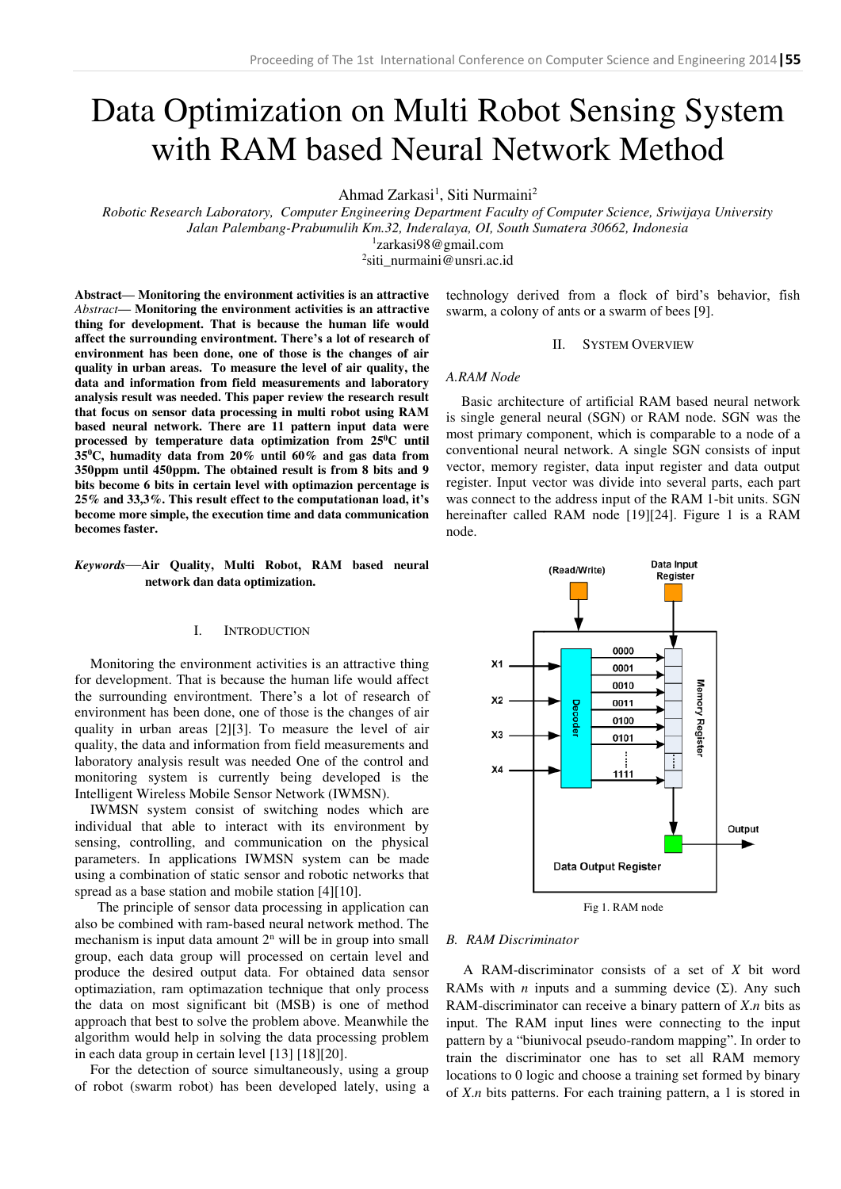# Data Optimization on Multi Robot Sensing System with RAM based Neural Network Method

Ahmad Zarkasi[1], Siti Nurmaini[2]

*Robotic Research Laboratory, Computer Engineering Department Faculty of Computer Science, Sriwijaya University*
*Jalan Palembang-Prabumulih Km.32, Inderalaya, OI, South Sumatera 30662, Indonesia*
[1]zarkasi98@gmail.com
[2]siti_nurmaini@unsri.ac.id

**Abstract— Monitoring the environment activities is an attractive** *Abstract*— **Monitoring the environment activities is an attractive thing for development. That is because the human life would affect the surrounding environtment. There's a lot of research of environment has been done, one of those is the changes of air quality in urban areas. To measure the level of air quality, the data and information from field measurements and laboratory analysis result was needed. This paper review the research result that focus on sensor data processing in multi robot using RAM based neural network. There are 11 pattern input data were processed by temperature data optimization from 25$^0$C until 35$^0$C, humadity data from 20% until 60% and gas data from 350ppm until 450ppm. The obtained result is from 8 bits and 9 bits become 6 bits in certain level with optimazion percentage is 25% and 33,3%. This result effect to the computationan load, it's become more simple, the execution time and data communication becomes faster.**

*Keywords*—**Air Quality, Multi Robot, RAM based neural network dan data optimization.**

## I. INTRODUCTION

Monitoring the environment activities is an attractive thing for development. That is because the human life would affect the surrounding environtment. There's a lot of research of environment has been done, one of those is the changes of air quality in urban areas [2][3]. To measure the level of air quality, the data and information from field measurements and laboratory analysis result was needed One of the control and monitoring system is currently being developed is the Intelligent Wireless Mobile Sensor Network (IWMSN).

IWMSN system consist of switching nodes which are individual that able to interact with its environment by sensing, controlling, and communication on the physical parameters. In applications IWMSN system can be made using a combination of static sensor and robotic networks that spread as a base station and mobile station [4][10].

The principle of sensor data processing in application can also be combined with ram-based neural network method. The mechanism is input data amount $2^n$ will be in group into small group, each data group will processed on certain level and produce the desired output data. For obtained data sensor optimaziation, ram optimazation technique that only process the data on most significant bit (MSB) is one of method approach that best to solve the problem above. Meanwhile the algorithm would help in solving the data processing problem in each data group in certain level [13] [18][20].

For the detection of source simultaneously, using a group of robot (swarm robot) has been developed lately, using a technology derived from a flock of bird's behavior, fish swarm, a colony of ants or a swarm of bees [9].

## II. SYSTEM OVERVIEW

### *A. RAM Node*

Basic architecture of artificial RAM based neural network is single general neural (SGN) or RAM node. SGN was the most primary component, which is comparable to a node of a conventional neural network. A single SGN consists of input vector, memory register, data input register and data output register. Input vector was divide into several parts, each part was connect to the address input of the RAM 1-bit units. SGN hereinafter called RAM node [19][24]. Figure 1 is a RAM node.

Fig 1. RAM node

### *B. RAM Discriminator*

A RAM-discriminator consists of a set of *X* bit word RAMs with *n* inputs and a summing device (Σ). Any such RAM-discriminator can receive a binary pattern of *X.n* bits as input. The RAM input lines were connecting to the input pattern by a "biunivocal pseudo-random mapping". In order to train the discriminator one has to set all RAM memory locations to 0 logic and choose a training set formed by binary of *X.n* bits patterns. For each training pattern, a 1 is stored in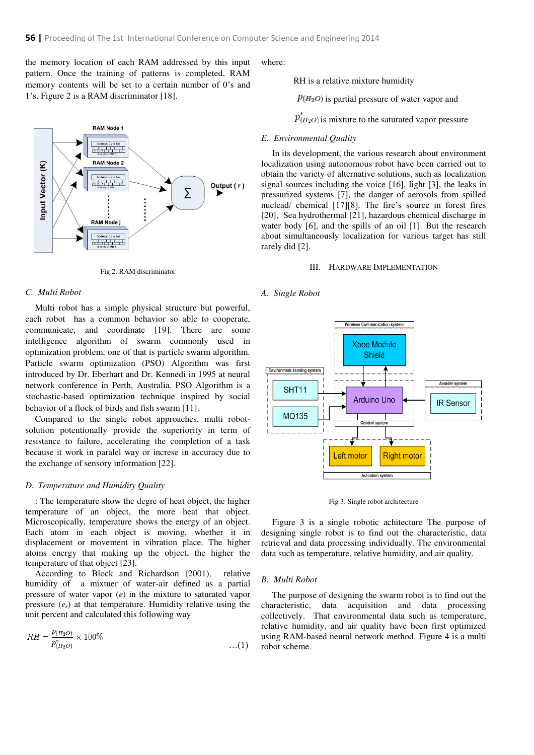the memory location of each RAM addressed by this input pattern. Once the training of patterns is completed, RAM memory contents will be set to a certain number of 0's and 1's. Figure 2 is a RAM discriminator [18].

Fig 2. RAM discriminator

### C. Multi Robot

Multi robot has a simple physical structure but powerful, each robot has a common behavior so able to cooperate, communicate, and coordinate [19]. There are some intelligence algorithm of swarm commonly used in optimization problem, one of that is particle swarm algorithm. Particle swarm optimization (PSO) Algorithm was first introduced by Dr. Eberhart and Dr. Kennedi in 1995 at neural network conference in Perth, Australia. PSO Algorithm is a stochastic-based optimization technique inspired by social behavior of a flock of birds and fish swarm [11].

Compared to the single robot approaches, multi robot-solution potentionally provide the superiority in term of resistance to failure, accelerating the completion of a task because it work in paralel way or increse in accuracy due to the exchange of sensory information [22].

### D. Temperature and Humidity Quality

: The temperature show the degre of heat object, the higher temperature of an object, the more heat that object. Microscopically, temperature shows the energy of an object. Each atom in each object is moving, whether it in displacement or movement in vibration place. The higher atoms energy that making up the object, the higher the temperature of that object [23].

According to Block and Richardson (2001), relative humidity of a mixtuer of water-air defined as a partial pressure of water vapor ($e$) in the mixture to saturated vapor pressure ($e_s$) at that temperature. Humidity relative using the unit percent and calculated this following way

$$RH = \frac{p_{(H_2O)}}{p^{*}_{(H_2O)}} \times 100\% \qquad \ldots(1)$$

where:

RH is a relative mixture humidity

$p_{(H_2O)}$ is partial pressure of water vapor and

$p^{*}_{(H_2O)}$ is mixture to the saturated vapor pressure

### E. Environmental Quality

In its development, the various research about environment localization using autonomous robot have been carried out to obtain the variety of alternative solutions, such as localization signal sources including the voice [16], light [3], the leaks in pressurized systems [7], the danger of aerosols from spilled nuclead/ chemical [17][8]. The fire's source in forest fires [20], Sea hydrothermal [21], hazardous chemical discharge in water body [6], and the spills of an oil [1]. But the research about simultaneously localization for various target has still rarely did [2].

## III. Hardware Implementation

### A. Single Robot

Fig 3. Single robot architecture

Figure 3 is a single robotic achitecture The purpose of designing single robot is to find out the characteristic, data retrieval and data processing individually. The environmental data such as temperature, relative humidity, and air quality.

### B. Multi Robot

The purpose of designing the swarm robot is to find out the characteristic, data acquisition and data processing collectively. That environmental data such as temperature, relative humidity, and air quality have been first optimized using RAM-based neural network method. Figure 4 is a multi robot scheme.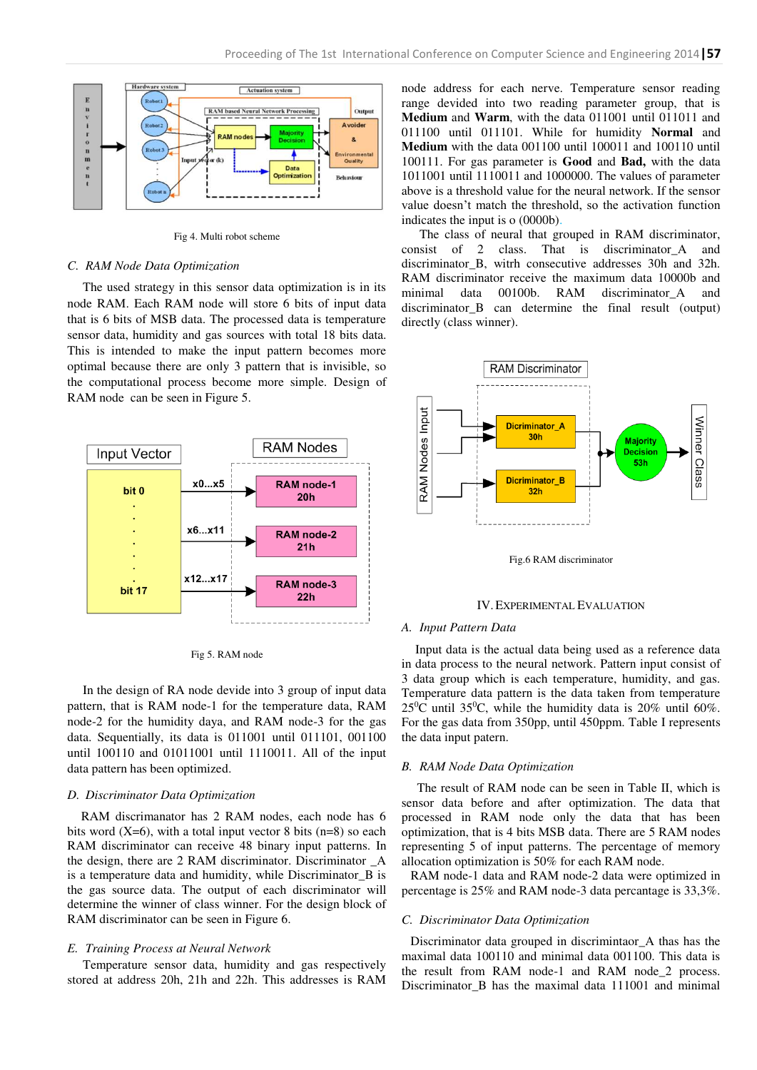Fig 4. Multi robot scheme

### C. RAM Node Data Optimization

The used strategy in this sensor data optimization is in its node RAM. Each RAM node will store 6 bits of input data that is 6 bits of MSB data. The processed data is temperature sensor data, humidity and gas sources with total 18 bits data. This is intended to make the input pattern becomes more optimal because there are only 3 pattern that is invisible, so the computational process become more simple. Design of RAM node can be seen in Figure 5.

Fig 5. RAM node

In the design of RA node devide into 3 group of input data pattern, that is RAM node-1 for the temperature data, RAM node-2 for the humidity daya, and RAM node-3 for the gas data. Sequentially, its data is 011001 until 011101, 001100 until 100110 and 01011001 until 1110011. All of the input data pattern has been optimized.

### D. Discriminator Data Optimization

RAM discrimanator has 2 RAM nodes, each node has 6 bits word (X=6), with a total input vector 8 bits (n=8) so each RAM discriminator can receive 48 binary input patterns. In the design, there are 2 RAM discriminator. Discriminator _A is a temperature data and humidity, while Discriminator_B is the gas source data. The output of each discriminator will determine the winner of class winner. For the design block of RAM discriminator can be seen in Figure 6.

### E. Training Process at Neural Network

Temperature sensor data, humidity and gas respectively stored at address 20h, 21h and 22h. This addresses is RAM node address for each nerve. Temperature sensor reading range devided into two reading parameter group, that is **Medium** and **Warm**, with the data 011001 until 011011 and 011100 until 011101. While for humidity **Normal** and **Medium** with the data 001100 until 100011 and 100110 until 100111. For gas parameter is **Good** and **Bad,** with the data 1011001 until 1110011 and 1000000. The values of parameter above is a threshold value for the neural network. If the sensor value doesn't match the threshold, so the activation function indicates the input is o (0000b).

The class of neural that grouped in RAM discriminator, consist of 2 class. That is discriminator_A and discriminator_B, witrh consecutive addresses 30h and 32h. RAM discriminator receive the maximum data 10000b and minimal data 00100b. RAM discriminator_A and discriminator_B can determine the final result (output) directly (class winner).

Fig.6 RAM discriminator

## IV. Experimental Evaluation

### A. Input Pattern Data

Input data is the actual data being used as a reference data in data process to the neural network. Pattern input consist of 3 data group which is each temperature, humidity, and gas. Temperature data pattern is the data taken from temperature $25^0$C until $35^0$C, while the humidity data is 20% until 60%. For the gas data from 350pp, until 450ppm. Table I represents the data input patern.

### B. RAM Node Data Optimization

The result of RAM node can be seen in Table II, which is sensor data before and after optimization. The data that processed in RAM node only the data that has been optimization, that is 4 bits MSB data. There are 5 RAM nodes representing 5 of input patterns. The percentage of memory allocation optimization is 50% for each RAM node.

RAM node-1 data and RAM node-2 data were optimized in percentage is 25% and RAM node-3 data percantage is 33,3%.

### C. Discriminator Data Optimization

Discriminator data grouped in discrimintaor_A thas has the maximal data 100110 and minimal data 001100. This data is the result from RAM node-1 and RAM node_2 process. Discriminator_B has the maximal data 111001 and minimal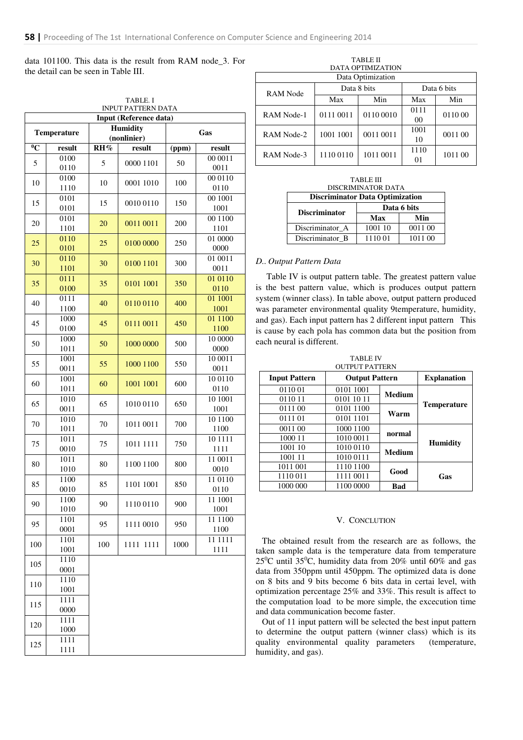data 101100. This data is the result from RAM node_3. For the detail can be seen in Table III.

TABLE. I
INPUT PATTERN DATA

| Input (Reference data) | | | | | |
|---|---|---|---|---|---|
| Temperature | | Humidity (nonlinier) | | Gas | |
| $^0$C | result | RH% | result | (ppm) | result |
| 5 | 0100 0110 | 5 | 0000 1101 | 50 | 00 0011 0011 |
| 10 | 0100 1110 | 10 | 0001 1010 | 100 | 00 0110 0110 |
| 15 | 0101 0101 | 15 | 0010 0110 | 150 | 00 1001 1001 |
| 20 | 0101 1101 | 20 | 0011 0011 | 200 | 00 1100 1101 |
| 25 | 0110 0101 | 25 | 0100 0000 | 250 | 01 0000 0000 |
| 30 | 0110 1101 | 30 | 0100 1101 | 300 | 01 0011 0011 |
| 35 | 0111 0100 | 35 | 0101 1001 | 350 | 01 0110 0110 |
| 40 | 0111 1100 | 40 | 0110 0110 | 400 | 01 1001 1001 |
| 45 | 1000 0100 | 45 | 0111 0011 | 450 | 01 1100 1100 |
| 50 | 1000 1011 | 50 | 1000 0000 | 500 | 10 0000 0000 |
| 55 | 1001 0011 | 55 | 1000 1100 | 550 | 10 0011 0011 |
| 60 | 1001 1011 | 60 | 1001 1001 | 600 | 10 0110 0110 |
| 65 | 1010 0011 | 65 | 1010 0110 | 650 | 10 1001 1001 |
| 70 | 1010 1011 | 70 | 1011 0011 | 700 | 10 1100 1100 |
| 75 | 1011 0010 | 75 | 1011 1111 | 750 | 10 1111 1111 |
| 80 | 1011 1010 | 80 | 1100 1100 | 800 | 11 0011 0010 |
| 85 | 1100 0010 | 85 | 1101 1001 | 850 | 11 0110 0110 |
| 90 | 1100 1010 | 90 | 1110 0110 | 900 | 11 1001 1001 |
| 95 | 1101 0001 | 95 | 1111 0010 | 950 | 11 1100 1100 |
| 100 | 1101 1001 | 100 | 1111 1111 | 1000 | 11 1111 1111 |
| 105 | 1110 0001 | | | | |
| 110 | 1110 1001 | | | | |
| 115 | 1111 0000 | | | | |
| 120 | 1111 1000 | | | | |
| 125 | 1111 1111 | | | | |

TABLE II
DATA OPTIMIZATION

| Data Optimization | | | | |
|---|---|---|---|---|
| RAM Node | Data 8 bits | | Data 6 bits | |
| | Max | Min | Max | Min |
| RAM Node-1 | 0111 0011 | 0110 0010 | 0111 00 | 0110 00 |
| RAM Node-2 | 1001 1001 | 0011 0011 | 1001 10 | 0011 00 |
| RAM Node-3 | 1110 0110 | 1011 0011 | 1110 01 | 1011 00 |

TABLE III
DISCRIMINATOR DATA

| Discriminator Data Optimization | | |
|---|---|---|
| Discriminator | Data 6 bits | |
| | Max | Min |
| Discriminator_A | 1001 10 | 0011 00 |
| Discriminator_B | 1110 01 | 1011 00 |

*D.. Output Pattern Data*

Table IV is output pattern table. The greatest pattern value is the best pattern value, which is produces output pattern system (winner class). In table above, output pattern produced was parameter environmental quality 9temperature, humidity, and gas). Each input pattern has 2 different input pattern This is cause by each pola has common data but the position from each neural is different.

TABLE IV
OUTPUT PATTERN

| Input Pattern | Output Pattern | | Explanation |
|---|---|---|---|
| 0110 01 | 0101 1001 | Medium | Temperature |
| 0110 11 | 0101 10 11 | | |
| 0111 00 | 0101 1100 | Warm | |
| 0111 01 | 0101 1101 | | |
| 0011 00 | 1000 1100 | normal | Humidity |
| 1000 11 | 1010 0011 | | |
| 1001 10 | 1010 0110 | Medium | |
| 1001 11 | 1010 0111 | | |
| 1011 001 | 1110 1100 | Good | Gas |
| 1110 011 | 1111 0011 | | |
| 1000 000 | 1100 0000 | Bad | |

## V. CONCLUTION

The obtained result from the research are as follows, the taken sample data is the temperature data from temperature 25$^0$C until 35$^0$C, humidity data from 20% until 60% and gas data from 350ppm until 450ppm. The optimized data is done on 8 bits and 9 bits become 6 bits data in certai level, with optimization percentage 25% and 33%. This result is affect to the computation load to be more simple, the excecution time and data communication become faster.

Out of 11 input pattern will be selected the best input pattern to determine the output pattern (winner class) which is its quality environmental quality parameters (temperature, humidity, and gas).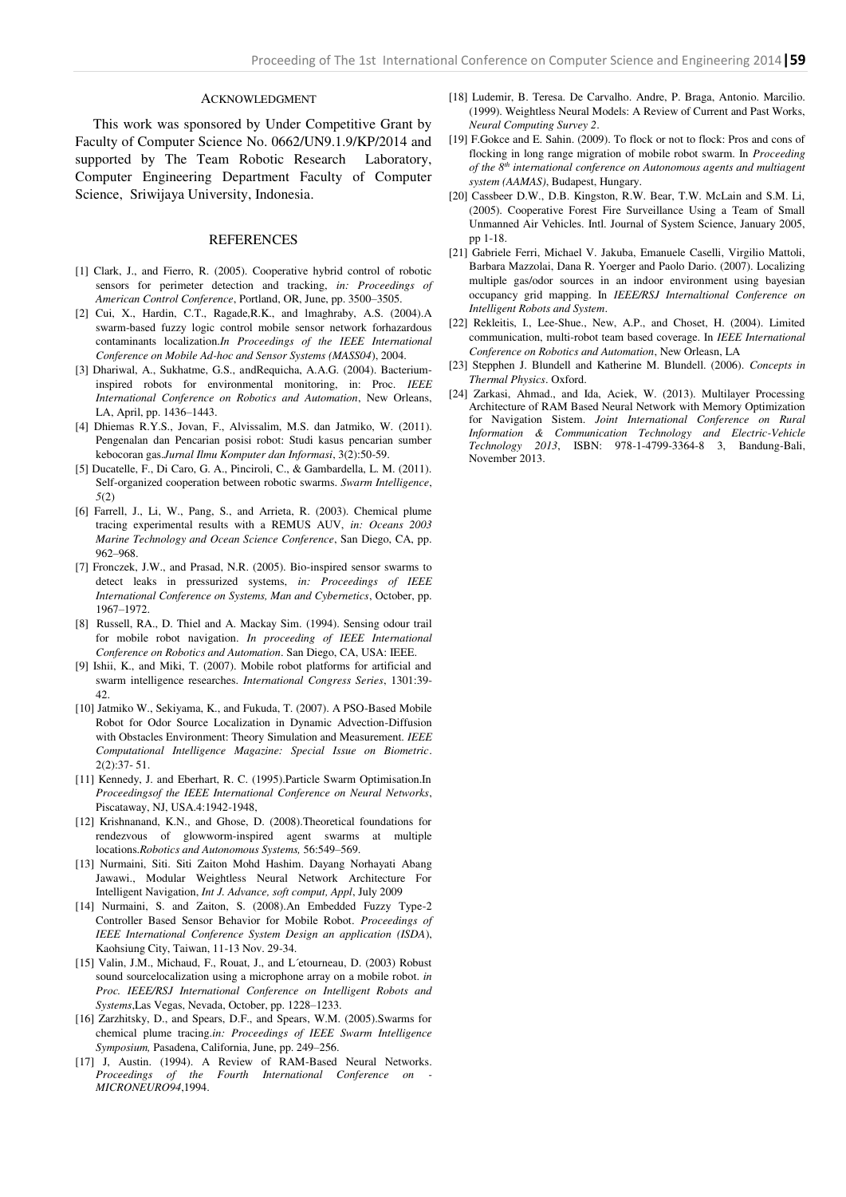## ACKNOWLEDGMENT

This work was sponsored by Under Competitive Grant by Faculty of Computer Science No. 0662/UN9.1.9/KP/2014 and supported by The Team Robotic Research Laboratory, Computer Engineering Department Faculty of Computer Science, Sriwijaya University, Indonesia.

## REFERENCES

[1] Clark, J., and Fierro, R. (2005). Cooperative hybrid control of robotic sensors for perimeter detection and tracking, *in: Proceedings of American Control Conference*, Portland, OR, June, pp. 3500–3505.

[2] Cui, X., Hardin, C.T., Ragade,R.K., and lmaghraby, A.S. (2004).A swarm-based fuzzy logic control mobile sensor network forhazardous contaminants localization.*In Proceedings of the IEEE International Conference on Mobile Ad-hoc and Sensor Systems (MASS04)*, 2004.

[3] Dhariwal, A., Sukhatme, G.S., andRequicha, A.A.G. (2004). Bacterium-inspired robots for environmental monitoring, in: Proc. *IEEE International Conference on Robotics and Automation*, New Orleans, LA, April, pp. 1436–1443.

[4] Dhiemas R.Y.S., Jovan, F., Alvissalim, M.S. dan Jatmiko, W. (2011). Pengenalan dan Pencarian posisi robot: Studi kasus pencarian sumber kebocoran gas.*Jurnal Ilmu Komputer dan Informasi*, 3(2):50-59.

[5] Ducatelle, F., Di Caro, G. A., Pinciroli, C., & Gambardella, L. M. (2011). Self-organized cooperation between robotic swarms. *Swarm Intelligence*, *5*(2)

[6] Farrell, J., Li, W., Pang, S., and Arrieta, R. (2003). Chemical plume tracing experimental results with a REMUS AUV, *in: Oceans 2003 Marine Technology and Ocean Science Conference*, San Diego, CA, pp. 962–968.

[7] Fronczek, J.W., and Prasad, N.R. (2005). Bio-inspired sensor swarms to detect leaks in pressurized systems, *in: Proceedings of IEEE International Conference on Systems, Man and Cybernetics*, October, pp. 1967–1972.

[8] Russell, RA., D. Thiel and A. Mackay Sim. (1994). Sensing odour trail for mobile robot navigation. *In proceeding of IEEE International Conference on Robotics and Automation*. San Diego, CA, USA: IEEE.

[9] Ishii, K., and Miki, T. (2007). Mobile robot platforms for artificial and swarm intelligence researches. *International Congress Series*, 1301:39-42.

[10] Jatmiko W., Sekiyama, K., and Fukuda, T. (2007). A PSO-Based Mobile Robot for Odor Source Localization in Dynamic Advection-Diffusion with Obstacles Environment: Theory Simulation and Measurement. *IEEE Computational Intelligence Magazine: Special Issue on Biometric*. 2(2):37- 51.

[11] Kennedy, J. and Eberhart, R. C. (1995).Particle Swarm Optimisation.In *Proceedingsof the IEEE International Conference on Neural Networks*, Piscataway, NJ, USA.4:1942-1948,

[12] Krishnanand, K.N., and Ghose, D. (2008).Theoretical foundations for rendezvous of glowworm-inspired agent swarms at multiple locations.*Robotics and Autonomous Systems,* 56:549–569.

[13] Nurmaini, Siti. Siti Zaiton Mohd Hashim. Dayang Norhayati Abang Jawawi., Modular Weightless Neural Network Architecture For Intelligent Navigation, *Int J. Advance, soft comput, Appl*, July 2009

[14] Nurmaini, S. and Zaiton, S. (2008).An Embedded Fuzzy Type-2 Controller Based Sensor Behavior for Mobile Robot. *Proceedings of IEEE International Conference System Design an application (ISDA*), Kaohsiung City, Taiwan, 11-13 Nov. 29-34.

[15] Valin, J.M., Michaud, F., Rouat, J., and L´etourneau, D. (2003) Robust sound sourcelocalization using a microphone array on a mobile robot. *in Proc. IEEE/RSJ International Conference on Intelligent Robots and Systems*,Las Vegas, Nevada, October, pp. 1228–1233.

[16] Zarzhitsky, D., and Spears, D.F., and Spears, W.M. (2005).Swarms for chemical plume tracing.*in: Proceedings of IEEE Swarm Intelligence Symposium,* Pasadena, California, June, pp. 249–256.

[17] J, Austin. (1994). A Review of RAM-Based Neural Networks. *Proceedings of the Fourth International Conference on - MICRONEURO94*,1994.

[18] Ludemir, B. Teresa. De Carvalho. Andre, P. Braga, Antonio. Marcilio. (1999). Weightless Neural Models: A Review of Current and Past Works, *Neural Computing Survey 2*.

[19] F.Gokce and E. Sahin. (2009). To flock or not to flock: Pros and cons of flocking in long range migration of mobile robot swarm. In *Proceeding of the 8th international conference on Autonomous agents and multiagent system (AAMAS)*, Budapest, Hungary.

[20] Cassbeer D.W., D.B. Kingston, R.W. Bear, T.W. McLain and S.M. Li, (2005). Cooperative Forest Fire Surveillance Using a Team of Small Unmanned Air Vehicles. Intl. Journal of System Science, January 2005, pp 1-18.

[21] Gabriele Ferri, Michael V. Jakuba, Emanuele Caselli, Virgilio Mattoli, Barbara Mazzolai, Dana R. Yoerger and Paolo Dario. (2007). Localizing multiple gas/odor sources in an indoor environment using bayesian occupancy grid mapping. In *IEEE/RSJ Internaltional Conference on Intelligent Robots and System*.

[22] Rekleitis, I., Lee-Shue., New, A.P., and Choset, H. (2004). Limited communication, multi-robot team based coverage. In *IEEE International Conference on Robotics and Automation*, New Orleasn, LA

[23] Stepphen J. Blundell and Katherine M. Blundell. (2006). *Concepts in Thermal Physics*. Oxford.

[24] Zarkasi, Ahmad., and Ida, Aciek, W. (2013). Multilayer Processing Architecture of RAM Based Neural Network with Memory Optimization for Navigation Sistem. *Joint International Conference on Rural Information & Communication Technology and Electric-Vehicle Technology 2013*, ISBN: 978-1-4799-3364-8 3, Bandung-Bali, November 2013.